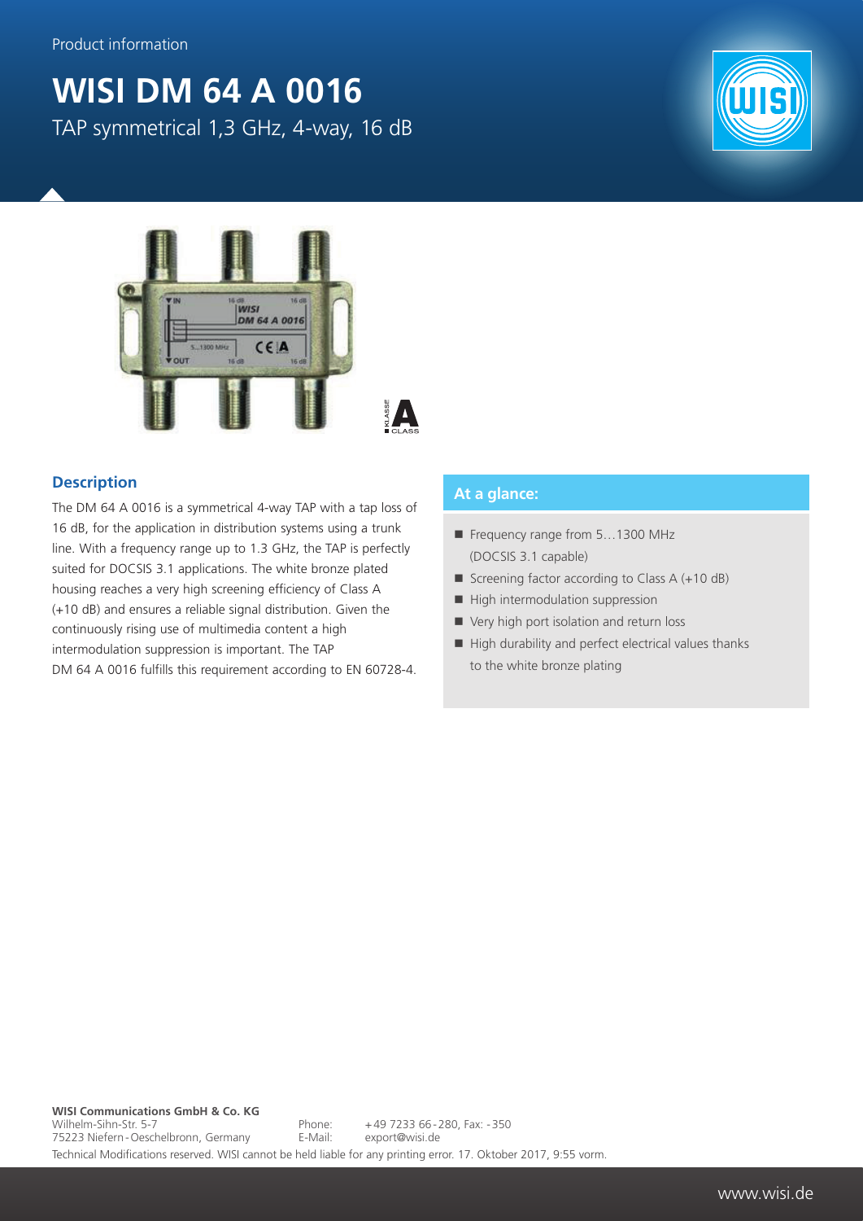Product information

# WISI DM 64 A 0016

TAP symmetrical 1,3 GHz, 4-way, 16 dB

## Description

The DM 64 A 0016 is a symmetrical 4-way TAP with a tap loss of 16 dB, for the application in distribution systems using a trunk line. With a frequency range up to 1.3 GHz, the TAP is perfectly suited for DOCSIS 3.1 applications. The white bronze plated housing reaches a very high screening efficiency of Class A (+10 dB) and ensures a reliable signal distribution. Given the continuously rising use of multimedia content a high intermodulation suppression is important. The TAP DM 64 A 0016 fulfills this requirement according to EN 60728-4.

## At a glance:

- Frequency range from 5…1300 MHz (DOCSIS 3.1 capable)
- Screening factor according to Class A (+10 dB)
- High intermodulation suppression
- Very high port isolation and return loss
- High durability and perfect electrical values thanks to the white bronze plating

**WISI Communications GmbH & Co. KG**
Wilhelm-Sihn-Str. 5-7
75223 Niefern-Oeschelbronn, Germany
Phone: +49 7233 66-280, Fax: -350
E-Mail: export@wisi.de

Technical Modifications reserved. WISI cannot be held liable for any printing error. 17. Oktober 2017, 9:55 vorm.

www.wisi.de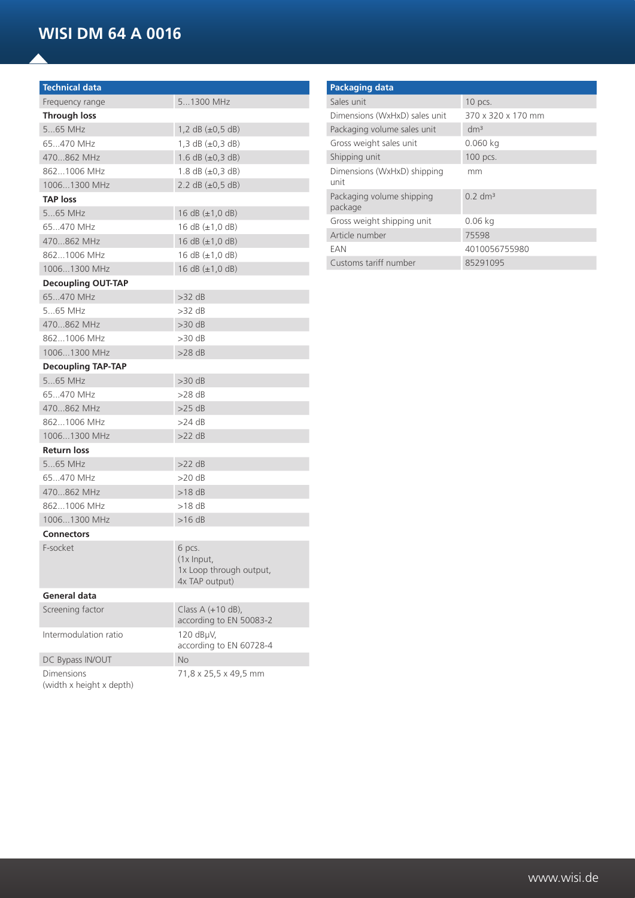# WISI DM 64 A 0016

| Technical data | |
|---|---|
| Frequency range | 5...1300 MHz |
| **Through loss** | |
| 5...65 MHz | 1,2 dB (±0,5 dB) |
| 65...470 MHz | 1,3 dB (±0,3 dB) |
| 470...862 MHz | 1.6 dB (±0,3 dB) |
| 862...1006 MHz | 1.8 dB (±0,3 dB) |
| 1006...1300 MHz | 2.2 dB (±0,5 dB) |
| **TAP loss** | |
| 5...65 MHz | 16 dB (±1,0 dB) |
| 65...470 MHz | 16 dB (±1,0 dB) |
| 470...862 MHz | 16 dB (±1,0 dB) |
| 862...1006 MHz | 16 dB (±1,0 dB) |
| 1006...1300 MHz | 16 dB (±1,0 dB) |
| **Decoupling OUT-TAP** | |
| 65...470 MHz | >32 dB |
| 5...65 MHz | >32 dB |
| 470...862 MHz | >30 dB |
| 862...1006 MHz | >30 dB |
| 1006...1300 MHz | >28 dB |
| **Decoupling TAP-TAP** | |
| 5...65 MHz | >30 dB |
| 65...470 MHz | >28 dB |
| 470...862 MHz | >25 dB |
| 862...1006 MHz | >24 dB |
| 1006...1300 MHz | >22 dB |
| **Return loss** | |
| 5...65 MHz | >22 dB |
| 65...470 MHz | >20 dB |
| 470...862 MHz | >18 dB |
| 862...1006 MHz | >18 dB |
| 1006...1300 MHz | >16 dB |
| **Connectors** | |
| F-socket | 6 pcs. (1x Input, 1x Loop through output, 4x TAP output) |
| **General data** | |
| Screening factor | Class A (+10 dB), according to EN 50083-2 |
| Intermodulation ratio | 120 dBµV, according to EN 60728-4 |
| DC Bypass IN/OUT | No |
| Dimensions (width x height x depth) | 71,8 x 25,5 x 49,5 mm |

| Packaging data | |
|---|---|
| Sales unit | 10 pcs. |
| Dimensions (WxHxD) sales unit | 370 x 320 x 170 mm |
| Packaging volume sales unit | dm³ |
| Gross weight sales unit | 0.060 kg |
| Shipping unit | 100 pcs. |
| Dimensions (WxHxD) shipping unit | mm |
| Packaging volume shipping package | 0.2 dm³ |
| Gross weight shipping unit | 0.06 kg |
| Article number | 75598 |
| EAN | 4010056755980 |
| Customs tariff number | 85291095 |

www.wisi.de